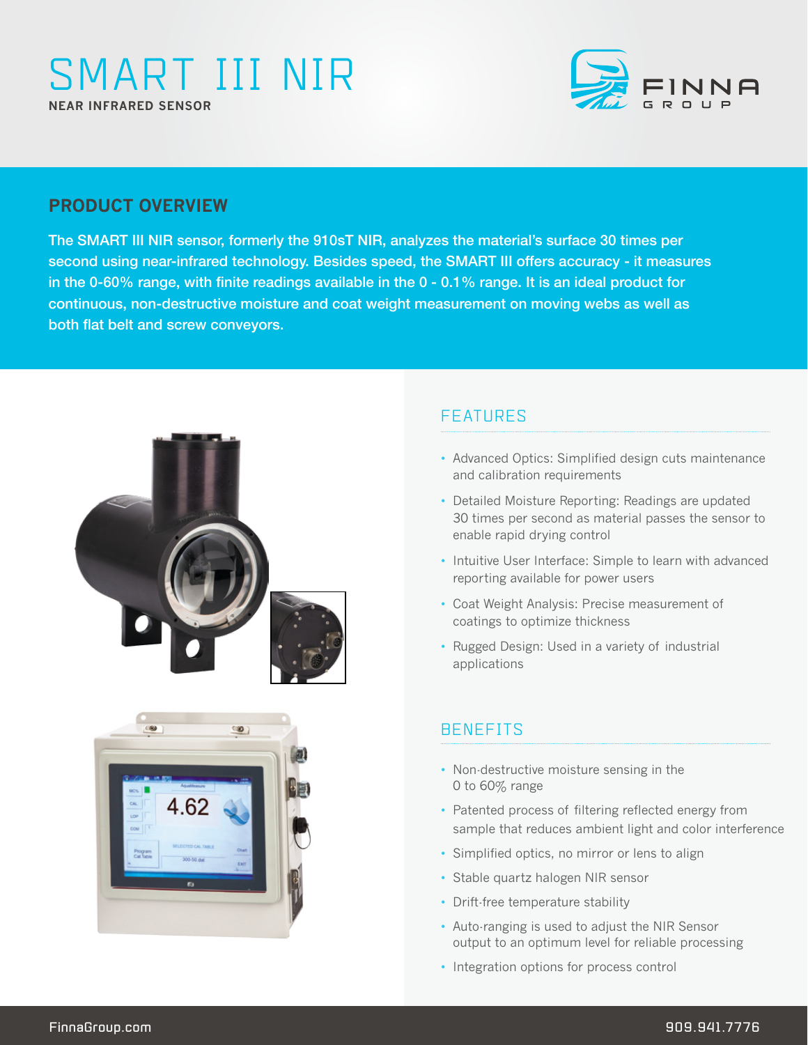# SMART III NIR

NEAR INFRARED SENSOR

FINNA GROUP

## PRODUCT OVERVIEW

The SMART III NIR sensor, formerly the 910sT NIR, analyzes the material's surface 30 times per second using near-infrared technology. Besides speed, the SMART III offers accuracy - it measures in the 0-60% range, with finite readings available in the 0 - 0.1% range. It is an ideal product for continuous, non-destructive moisture and coat weight measurement on moving webs as well as both flat belt and screw conveyors.

## FEATURES

- Advanced Optics: Simplified design cuts maintenance and calibration requirements
- Detailed Moisture Reporting: Readings are updated 30 times per second as material passes the sensor to enable rapid drying control
- Intuitive User Interface: Simple to learn with advanced reporting available for power users
- Coat Weight Analysis: Precise measurement of coatings to optimize thickness
- Rugged Design: Used in a variety of industrial applications

## BENEFITS

- Non-destructive moisture sensing in the 0 to 60% range
- Patented process of filtering reflected energy from sample that reduces ambient light and color interference
- Simplified optics, no mirror or lens to align
- Stable quartz halogen NIR sensor
- Drift-free temperature stability
- Auto-ranging is used to adjust the NIR Sensor output to an optimum level for reliable processing
- Integration options for process control

FinnaGroup.com 909.941.7776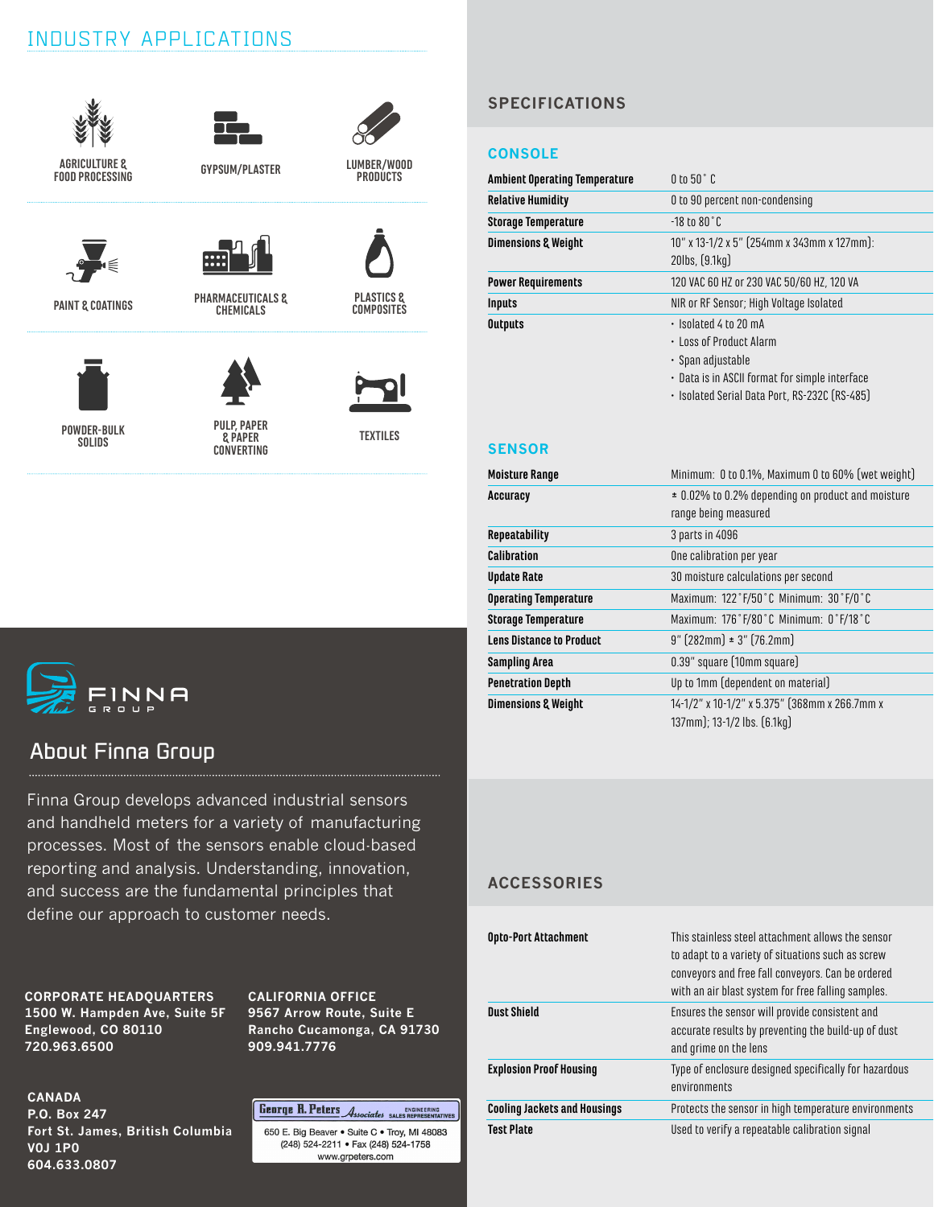## INDUSTRY APPLICATIONS

AGRICULTURE & FOOD PROCESSING

GYPSUM/PLASTER

LUMBER/WOOD PRODUCTS

PAINT & COATINGS

PHARMACEUTICALS & CHEMICALS

PLASTICS & COMPOSITES

POWDER-BULK SOLIDS

PULP, PAPER & PAPER CONVERTING

TEXTILES

## About Finna Group

Finna Group develops advanced industrial sensors and handheld meters for a variety of manufacturing processes. Most of the sensors enable cloud-based reporting and analysis. Understanding, innovation, and success are the fundamental principles that define our approach to customer needs.

**CORPORATE HEADQUARTERS**
**1500 W. Hampden Ave, Suite 5F**
**Englewood, CO 80110**
**720.963.6500**

**CALIFORNIA OFFICE**
**9567 Arrow Route, Suite E**
**Rancho Cucamonga, CA 91730**
**909.941.7776**

**CANADA**
**P.O. Box 247**
**Fort St. James, British Columbia**
**V0J 1P0**
**604.633.0807**

George R. Peters Associates ENGINEERING SALES REPRESENTATIVES
650 E. Big Beaver • Suite C • Troy, MI 48083
(248) 524-2211 • Fax (248) 524-1758
www.grpeters.com

## SPECIFICATIONS

### CONSOLE

| | |
|---|---|
| **Ambient Operating Temperature** | 0 to 50˚ C |
| **Relative Humidity** | 0 to 90 percent non-condensing |
| **Storage Temperature** | -18 to 80˚C |
| **Dimensions & Weight** | 10" x 13-1/2 x 5" (254mm x 343mm x 127mm): 20lbs, (9.1kg) |
| **Power Requirements** | 120 VAC 60 HZ or 230 VAC 50/60 HZ, 120 VA |
| **Inputs** | NIR or RF Sensor; High Voltage Isolated |
| **Outputs** | • Isolated 4 to 20 mA<br>• Loss of Product Alarm<br>• Span adjustable<br>• Data is in ASCII format for simple interface<br>• Isolated Serial Data Port, RS-232C (RS-485) |

### SENSOR

| | |
|---|---|
| **Moisture Range** | Minimum: 0 to 0.1%, Maximum 0 to 60% (wet weight) |
| **Accuracy** | ± 0.02% to 0.2% depending on product and moisture range being measured |
| **Repeatability** | 3 parts in 4096 |
| **Calibration** | One calibration per year |
| **Update Rate** | 30 moisture calculations per second |
| **Operating Temperature** | Maximum: 122˚F/50˚C Minimum: 30˚F/0˚C |
| **Storage Temperature** | Maximum: 176˚F/80˚C Minimum: 0˚F/18˚C |
| **Lens Distance to Product** | 9" (282mm) ± 3" (76.2mm) |
| **Sampling Area** | 0.39" square (10mm square) |
| **Penetration Depth** | Up to 1mm (dependent on material) |
| **Dimensions & Weight** | 14-1/2" x 10-1/2" x 5.375" (368mm x 266.7mm x 137mm); 13-1/2 lbs. (6.1kg) |

## ACCESSORIES

| | |
|---|---|
| **Opto-Port Attachment** | This stainless steel attachment allows the sensor to adapt to a variety of situations such as screw conveyors and free fall conveyors. Can be ordered with an air blast system for free falling samples. |
| **Dust Shield** | Ensures the sensor will provide consistent and accurate results by preventing the build-up of dust and grime on the lens |
| **Explosion Proof Housing** | Type of enclosure designed specifically for hazardous environments |
| **Cooling Jackets and Housings** | Protects the sensor in high temperature environments |
| **Test Plate** | Used to verify a repeatable calibration signal |